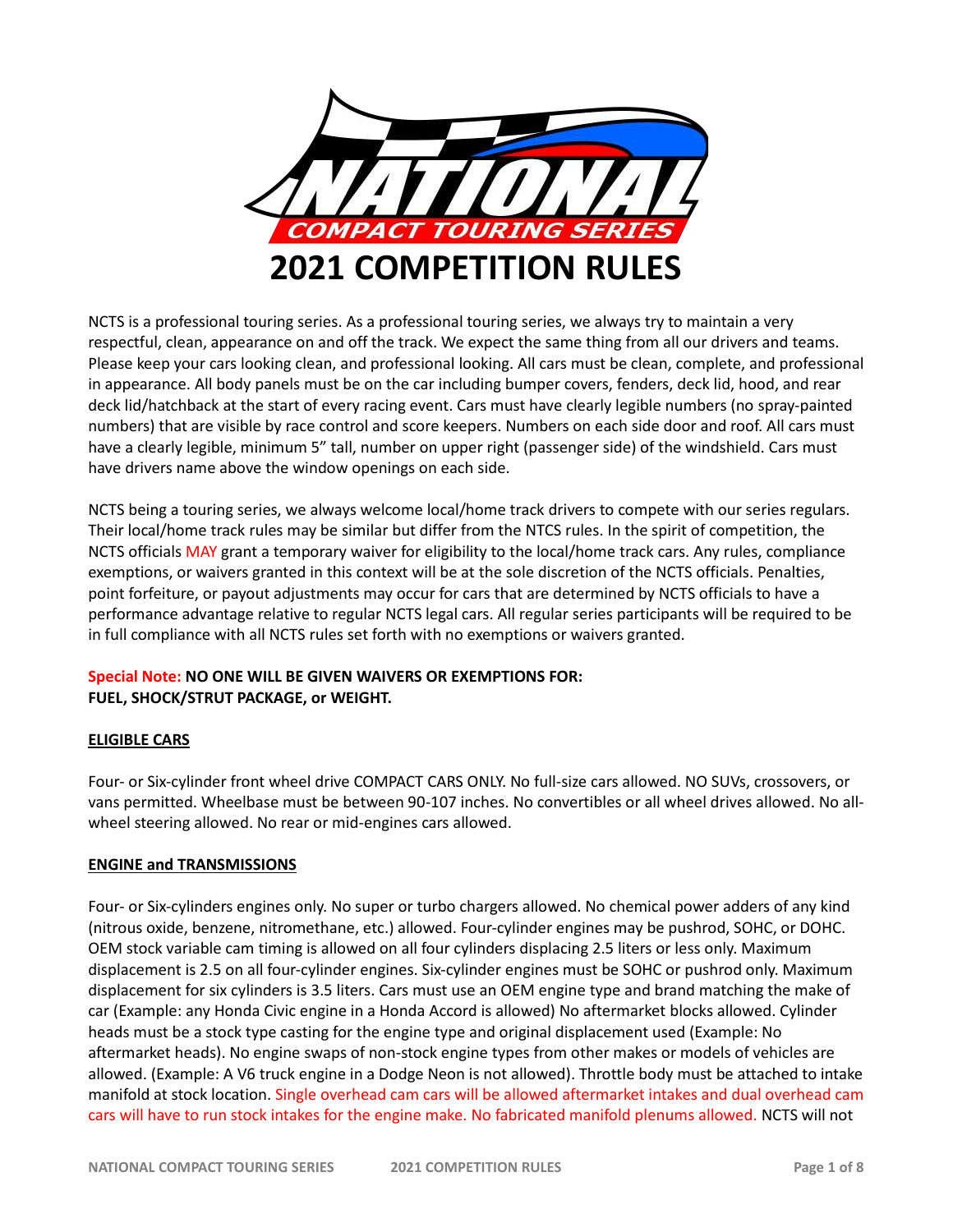# NATIONAL COMPACT TOURING SERIES

# 2021 COMPETITION RULES

NCTS is a professional touring series. As a professional touring series, we always try to maintain a very respectful, clean, appearance on and off the track. We expect the same thing from all our drivers and teams. Please keep your cars looking clean, and professional looking. All cars must be clean, complete, and professional in appearance. All body panels must be on the car including bumper covers, fenders, deck lid, hood, and rear deck lid/hatchback at the start of every racing event. Cars must have clearly legible numbers (no spray-painted numbers) that are visible by race control and score keepers. Numbers on each side door and roof. All cars must have a clearly legible, minimum 5" tall, number on upper right (passenger side) of the windshield. Cars must have drivers name above the window openings on each side.

NCTS being a touring series, we always welcome local/home track drivers to compete with our series regulars. Their local/home track rules may be similar but differ from the NTCS rules. In the spirit of competition, the NCTS officials MAY grant a temporary waiver for eligibility to the local/home track cars. Any rules, compliance exemptions, or waivers granted in this context will be at the sole discretion of the NCTS officials. Penalties, point forfeiture, or payout adjustments may occur for cars that are determined by NCTS officials to have a performance advantage relative to regular NCTS legal cars. All regular series participants will be required to be in full compliance with all NCTS rules set forth with no exemptions or waivers granted.

**Special Note: NO ONE WILL BE GIVEN WAIVERS OR EXEMPTIONS FOR: FUEL, SHOCK/STRUT PACKAGE, or WEIGHT.**

## ELIGIBLE CARS

Four- or Six-cylinder front wheel drive COMPACT CARS ONLY. No full-size cars allowed. NO SUVs, crossovers, or vans permitted. Wheelbase must be between 90-107 inches. No convertibles or all wheel drives allowed. No all-wheel steering allowed. No rear or mid-engines cars allowed.

## ENGINE and TRANSMISSIONS

Four- or Six-cylinders engines only. No super or turbo chargers allowed. No chemical power adders of any kind (nitrous oxide, benzene, nitromethane, etc.) allowed. Four-cylinder engines may be pushrod, SOHC, or DOHC. OEM stock variable cam timing is allowed on all four cylinders displacing 2.5 liters or less only. Maximum displacement is 2.5 on all four-cylinder engines. Six-cylinder engines must be SOHC or pushrod only. Maximum displacement for six cylinders is 3.5 liters. Cars must use an OEM engine type and brand matching the make of car (Example: any Honda Civic engine in a Honda Accord is allowed) No aftermarket blocks allowed. Cylinder heads must be a stock type casting for the engine type and original displacement used (Example: No aftermarket heads). No engine swaps of non-stock engine types from other makes or models of vehicles are allowed. (Example: A V6 truck engine in a Dodge Neon is not allowed). Throttle body must be attached to intake manifold at stock location. Single overhead cam cars will be allowed aftermarket intakes and dual overhead cam cars will have to run stock intakes for the engine make. No fabricated manifold plenums allowed. NCTS will not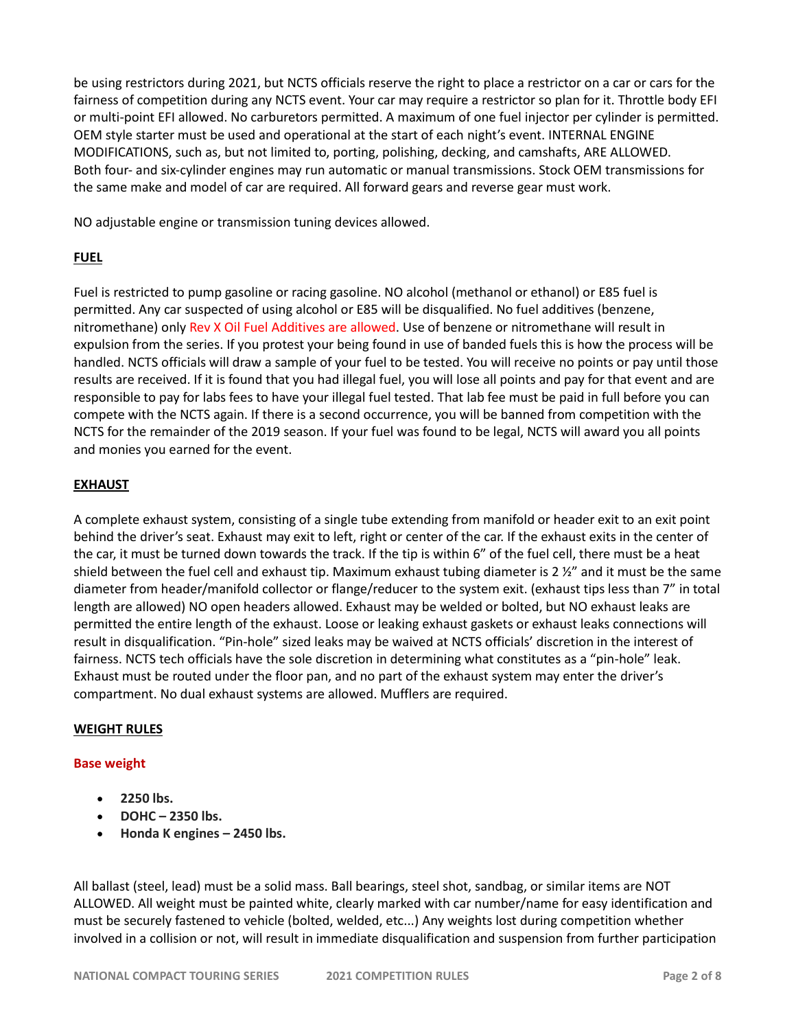be using restrictors during 2021, but NCTS officials reserve the right to place a restrictor on a car or cars for the fairness of competition during any NCTS event. Your car may require a restrictor so plan for it. Throttle body EFI or multi-point EFI allowed. No carburetors permitted. A maximum of one fuel injector per cylinder is permitted. OEM style starter must be used and operational at the start of each night's event. INTERNAL ENGINE MODIFICATIONS, such as, but not limited to, porting, polishing, decking, and camshafts, ARE ALLOWED. Both four- and six-cylinder engines may run automatic or manual transmissions. Stock OEM transmissions for the same make and model of car are required. All forward gears and reverse gear must work.

NO adjustable engine or transmission tuning devices allowed.

## FUEL

Fuel is restricted to pump gasoline or racing gasoline. NO alcohol (methanol or ethanol) or E85 fuel is permitted. Any car suspected of using alcohol or E85 will be disqualified. No fuel additives (benzene, nitromethane) only Rev X Oil Fuel Additives are allowed. Use of benzene or nitromethane will result in expulsion from the series. If you protest your being found in use of banded fuels this is how the process will be handled. NCTS officials will draw a sample of your fuel to be tested. You will receive no points or pay until those results are received. If it is found that you had illegal fuel, you will lose all points and pay for that event and are responsible to pay for labs fees to have your illegal fuel tested. That lab fee must be paid in full before you can compete with the NCTS again. If there is a second occurrence, you will be banned from competition with the NCTS for the remainder of the 2019 season. If your fuel was found to be legal, NCTS will award you all points and monies you earned for the event.

## EXHAUST

A complete exhaust system, consisting of a single tube extending from manifold or header exit to an exit point behind the driver's seat. Exhaust may exit to left, right or center of the car. If the exhaust exits in the center of the car, it must be turned down towards the track. If the tip is within 6" of the fuel cell, there must be a heat shield between the fuel cell and exhaust tip. Maximum exhaust tubing diameter is 2 ½" and it must be the same diameter from header/manifold collector or flange/reducer to the system exit. (exhaust tips less than 7" in total length are allowed) NO open headers allowed. Exhaust may be welded or bolted, but NO exhaust leaks are permitted the entire length of the exhaust. Loose or leaking exhaust gaskets or exhaust leaks connections will result in disqualification. "Pin-hole" sized leaks may be waived at NCTS officials' discretion in the interest of fairness. NCTS tech officials have the sole discretion in determining what constitutes as a "pin-hole" leak. Exhaust must be routed under the floor pan, and no part of the exhaust system may enter the driver's compartment. No dual exhaust systems are allowed. Mufflers are required.

## WEIGHT RULES

### Base weight

- **2250 lbs.**
- **DOHC – 2350 lbs.**
- **Honda K engines – 2450 lbs.**

All ballast (steel, lead) must be a solid mass. Ball bearings, steel shot, sandbag, or similar items are NOT ALLOWED. All weight must be painted white, clearly marked with car number/name for easy identification and must be securely fastened to vehicle (bolted, welded, etc...) Any weights lost during competition whether involved in a collision or not, will result in immediate disqualification and suspension from further participation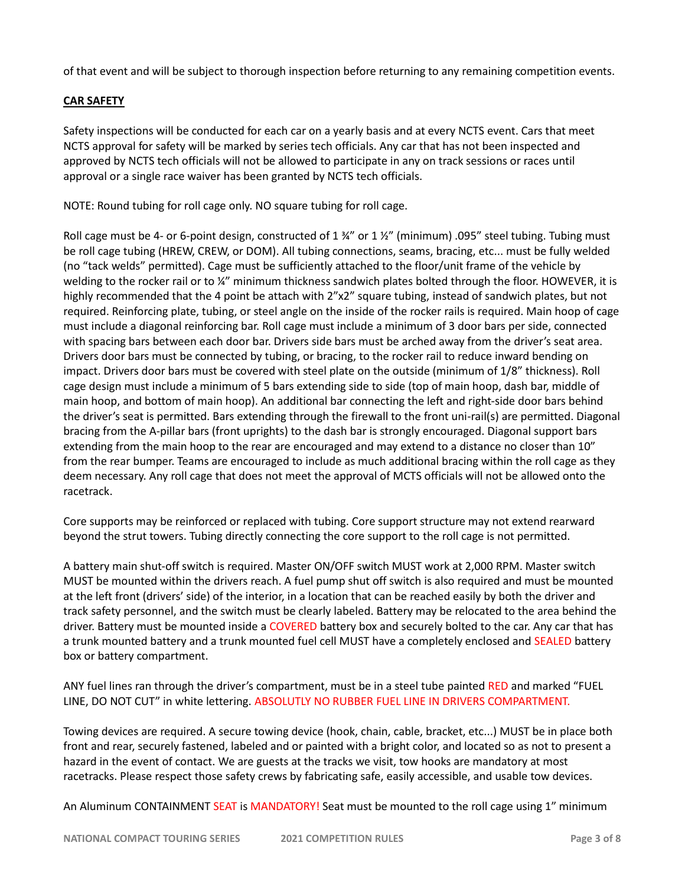of that event and will be subject to thorough inspection before returning to any remaining competition events.

**CAR SAFETY**

Safety inspections will be conducted for each car on a yearly basis and at every NCTS event. Cars that meet NCTS approval for safety will be marked by series tech officials. Any car that has not been inspected and approved by NCTS tech officials will not be allowed to participate in any on track sessions or races until approval or a single race waiver has been granted by NCTS tech officials.

NOTE: Round tubing for roll cage only. NO square tubing for roll cage.

Roll cage must be 4- or 6-point design, constructed of 1 ¾" or 1 ½" (minimum) .095" steel tubing. Tubing must be roll cage tubing (HREW, CREW, or DOM). All tubing connections, seams, bracing, etc... must be fully welded (no "tack welds" permitted). Cage must be sufficiently attached to the floor/unit frame of the vehicle by welding to the rocker rail or to ¼" minimum thickness sandwich plates bolted through the floor. HOWEVER, it is highly recommended that the 4 point be attach with 2"x2" square tubing, instead of sandwich plates, but not required. Reinforcing plate, tubing, or steel angle on the inside of the rocker rails is required. Main hoop of cage must include a diagonal reinforcing bar. Roll cage must include a minimum of 3 door bars per side, connected with spacing bars between each door bar. Drivers side bars must be arched away from the driver's seat area. Drivers door bars must be connected by tubing, or bracing, to the rocker rail to reduce inward bending on impact. Drivers door bars must be covered with steel plate on the outside (minimum of 1/8" thickness). Roll cage design must include a minimum of 5 bars extending side to side (top of main hoop, dash bar, middle of main hoop, and bottom of main hoop). An additional bar connecting the left and right-side door bars behind the driver's seat is permitted. Bars extending through the firewall to the front uni-rail(s) are permitted. Diagonal bracing from the A-pillar bars (front uprights) to the dash bar is strongly encouraged. Diagonal support bars extending from the main hoop to the rear are encouraged and may extend to a distance no closer than 10" from the rear bumper. Teams are encouraged to include as much additional bracing within the roll cage as they deem necessary. Any roll cage that does not meet the approval of MCTS officials will not be allowed onto the racetrack.

Core supports may be reinforced or replaced with tubing. Core support structure may not extend rearward beyond the strut towers. Tubing directly connecting the core support to the roll cage is not permitted.

A battery main shut-off switch is required. Master ON/OFF switch MUST work at 2,000 RPM. Master switch MUST be mounted within the drivers reach. A fuel pump shut off switch is also required and must be mounted at the left front (drivers' side) of the interior, in a location that can be reached easily by both the driver and track safety personnel, and the switch must be clearly labeled. Battery may be relocated to the area behind the driver. Battery must be mounted inside a COVERED battery box and securely bolted to the car. Any car that has a trunk mounted battery and a trunk mounted fuel cell MUST have a completely enclosed and SEALED battery box or battery compartment.

ANY fuel lines ran through the driver's compartment, must be in a steel tube painted RED and marked "FUEL LINE, DO NOT CUT" in white lettering. ABSOLUTLY NO RUBBER FUEL LINE IN DRIVERS COMPARTMENT.

Towing devices are required. A secure towing device (hook, chain, cable, bracket, etc...) MUST be in place both front and rear, securely fastened, labeled and or painted with a bright color, and located so as not to present a hazard in the event of contact. We are guests at the tracks we visit, tow hooks are mandatory at most racetracks. Please respect those safety crews by fabricating safe, easily accessible, and usable tow devices.

An Aluminum CONTAINMENT SEAT is MANDATORY! Seat must be mounted to the roll cage using 1" minimum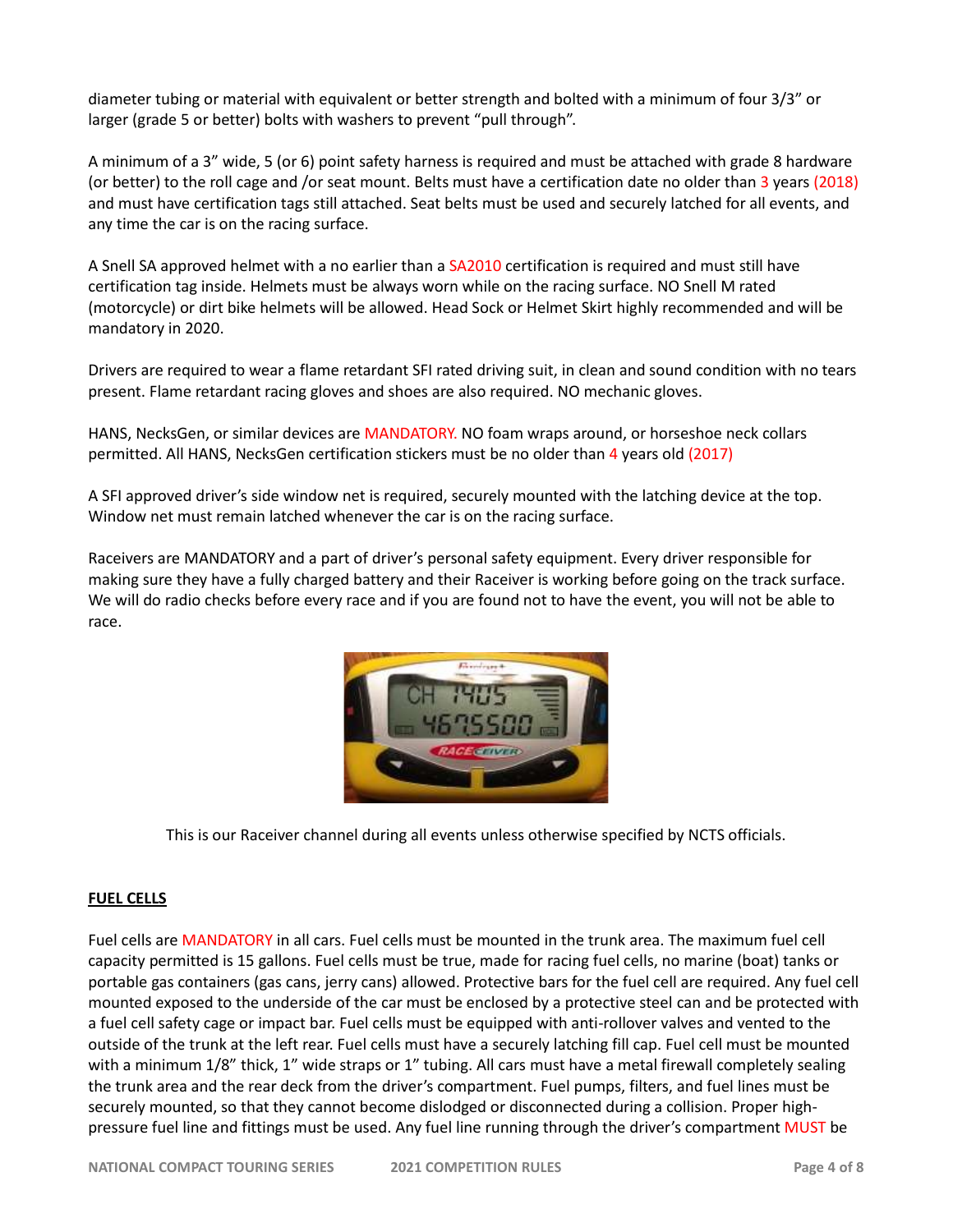diameter tubing or material with equivalent or better strength and bolted with a minimum of four 3/3" or larger (grade 5 or better) bolts with washers to prevent "pull through".

A minimum of a 3" wide, 5 (or 6) point safety harness is required and must be attached with grade 8 hardware (or better) to the roll cage and /or seat mount. Belts must have a certification date no older than 3 years (2018) and must have certification tags still attached. Seat belts must be used and securely latched for all events, and any time the car is on the racing surface.

A Snell SA approved helmet with a no earlier than a SA2010 certification is required and must still have certification tag inside. Helmets must be always worn while on the racing surface. NO Snell M rated (motorcycle) or dirt bike helmets will be allowed. Head Sock or Helmet Skirt highly recommended and will be mandatory in 2020.

Drivers are required to wear a flame retardant SFI rated driving suit, in clean and sound condition with no tears present. Flame retardant racing gloves and shoes are also required. NO mechanic gloves.

HANS, NecksGen, or similar devices are MANDATORY. NO foam wraps around, or horseshoe neck collars permitted. All HANS, NecksGen certification stickers must be no older than 4 years old (2017)

A SFI approved driver's side window net is required, securely mounted with the latching device at the top. Window net must remain latched whenever the car is on the racing surface.

Raceivers are MANDATORY and a part of driver's personal safety equipment. Every driver responsible for making sure they have a fully charged battery and their Raceiver is working before going on the track surface. We will do radio checks before every race and if you are found not to have the event, you will not be able to race.

This is our Raceiver channel during all events unless otherwise specified by NCTS officials.

## FUEL CELLS

Fuel cells are MANDATORY in all cars. Fuel cells must be mounted in the trunk area. The maximum fuel cell capacity permitted is 15 gallons. Fuel cells must be true, made for racing fuel cells, no marine (boat) tanks or portable gas containers (gas cans, jerry cans) allowed. Protective bars for the fuel cell are required. Any fuel cell mounted exposed to the underside of the car must be enclosed by a protective steel can and be protected with a fuel cell safety cage or impact bar. Fuel cells must be equipped with anti-rollover valves and vented to the outside of the trunk at the left rear. Fuel cells must have a securely latching fill cap. Fuel cell must be mounted with a minimum 1/8" thick, 1" wide straps or 1" tubing. All cars must have a metal firewall completely sealing the trunk area and the rear deck from the driver's compartment. Fuel pumps, filters, and fuel lines must be securely mounted, so that they cannot become dislodged or disconnected during a collision. Proper high-pressure fuel line and fittings must be used. Any fuel line running through the driver's compartment MUST be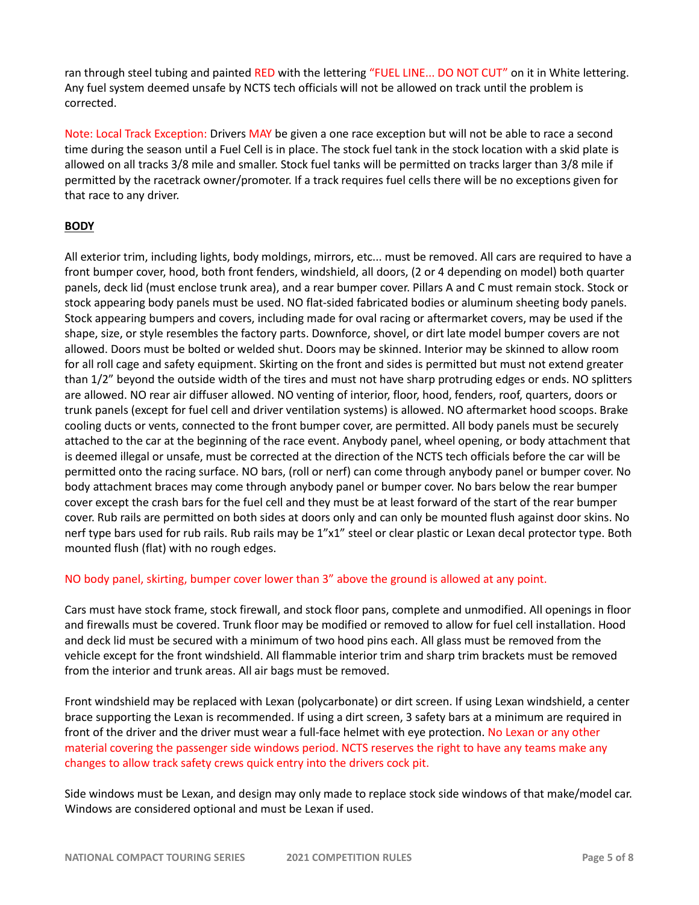ran through steel tubing and painted RED with the lettering "FUEL LINE... DO NOT CUT" on it in White lettering. Any fuel system deemed unsafe by NCTS tech officials will not be allowed on track until the problem is corrected.

Note: Local Track Exception: Drivers MAY be given a one race exception but will not be able to race a second time during the season until a Fuel Cell is in place. The stock fuel tank in the stock location with a skid plate is allowed on all tracks 3/8 mile and smaller. Stock fuel tanks will be permitted on tracks larger than 3/8 mile if permitted by the racetrack owner/promoter. If a track requires fuel cells there will be no exceptions given for that race to any driver.

## BODY

All exterior trim, including lights, body moldings, mirrors, etc... must be removed. All cars are required to have a front bumper cover, hood, both front fenders, windshield, all doors, (2 or 4 depending on model) both quarter panels, deck lid (must enclose trunk area), and a rear bumper cover. Pillars A and C must remain stock. Stock or stock appearing body panels must be used. NO flat-sided fabricated bodies or aluminum sheeting body panels. Stock appearing bumpers and covers, including made for oval racing or aftermarket covers, may be used if the shape, size, or style resembles the factory parts. Downforce, shovel, or dirt late model bumper covers are not allowed. Doors must be bolted or welded shut. Doors may be skinned. Interior may be skinned to allow room for all roll cage and safety equipment. Skirting on the front and sides is permitted but must not extend greater than 1/2" beyond the outside width of the tires and must not have sharp protruding edges or ends. NO splitters are allowed. NO rear air diffuser allowed. NO venting of interior, floor, hood, fenders, roof, quarters, doors or trunk panels (except for fuel cell and driver ventilation systems) is allowed. NO aftermarket hood scoops. Brake cooling ducts or vents, connected to the front bumper cover, are permitted. All body panels must be securely attached to the car at the beginning of the race event. Anybody panel, wheel opening, or body attachment that is deemed illegal or unsafe, must be corrected at the direction of the NCTS tech officials before the car will be permitted onto the racing surface. NO bars, (roll or nerf) can come through anybody panel or bumper cover. No body attachment braces may come through anybody panel or bumper cover. No bars below the rear bumper cover except the crash bars for the fuel cell and they must be at least forward of the start of the rear bumper cover. Rub rails are permitted on both sides at doors only and can only be mounted flush against door skins. No nerf type bars used for rub rails. Rub rails may be 1"x1" steel or clear plastic or Lexan decal protector type. Both mounted flush (flat) with no rough edges.

NO body panel, skirting, bumper cover lower than 3" above the ground is allowed at any point.

Cars must have stock frame, stock firewall, and stock floor pans, complete and unmodified. All openings in floor and firewalls must be covered. Trunk floor may be modified or removed to allow for fuel cell installation. Hood and deck lid must be secured with a minimum of two hood pins each. All glass must be removed from the vehicle except for the front windshield. All flammable interior trim and sharp trim brackets must be removed from the interior and trunk areas. All air bags must be removed.

Front windshield may be replaced with Lexan (polycarbonate) or dirt screen. If using Lexan windshield, a center brace supporting the Lexan is recommended. If using a dirt screen, 3 safety bars at a minimum are required in front of the driver and the driver must wear a full-face helmet with eye protection. No Lexan or any other material covering the passenger side windows period. NCTS reserves the right to have any teams make any changes to allow track safety crews quick entry into the drivers cock pit.

Side windows must be Lexan, and design may only made to replace stock side windows of that make/model car. Windows are considered optional and must be Lexan if used.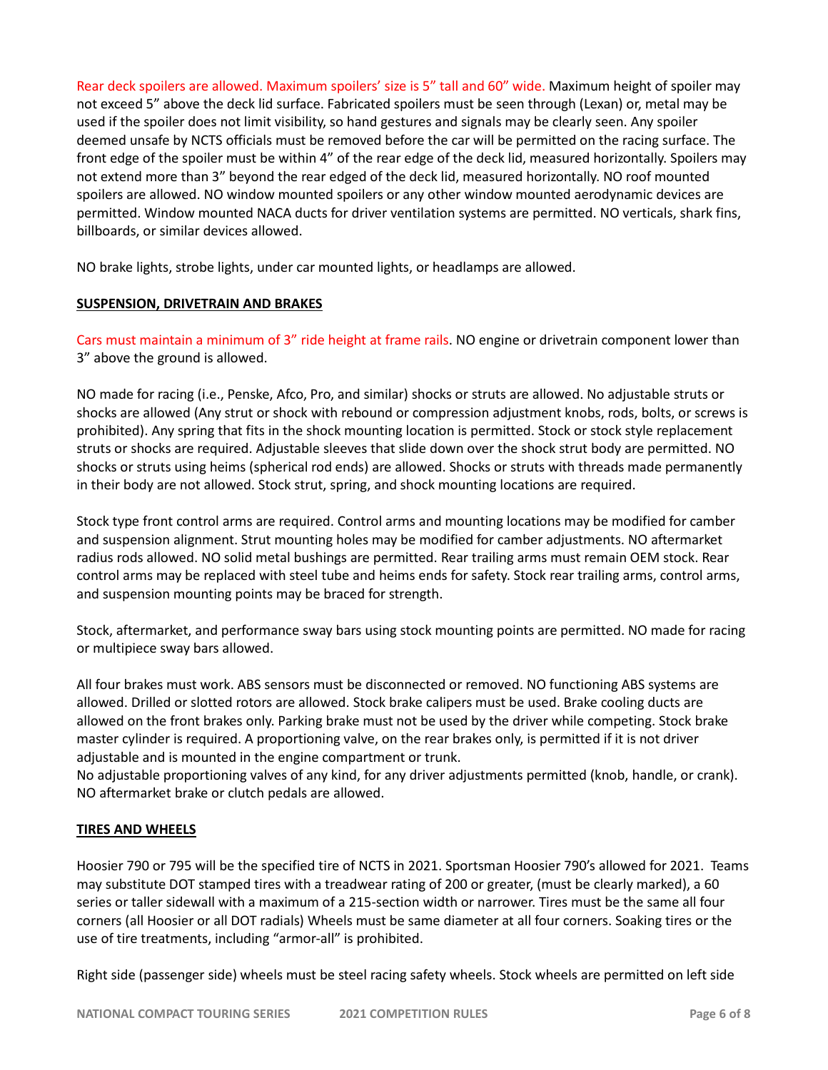Rear deck spoilers are allowed. Maximum spoilers' size is 5" tall and 60" wide. Maximum height of spoiler may not exceed 5" above the deck lid surface. Fabricated spoilers must be seen through (Lexan) or, metal may be used if the spoiler does not limit visibility, so hand gestures and signals may be clearly seen. Any spoiler deemed unsafe by NCTS officials must be removed before the car will be permitted on the racing surface. The front edge of the spoiler must be within 4" of the rear edge of the deck lid, measured horizontally. Spoilers may not extend more than 3" beyond the rear edged of the deck lid, measured horizontally. NO roof mounted spoilers are allowed. NO window mounted spoilers or any other window mounted aerodynamic devices are permitted. Window mounted NACA ducts for driver ventilation systems are permitted. NO verticals, shark fins, billboards, or similar devices allowed.

NO brake lights, strobe lights, under car mounted lights, or headlamps are allowed.

**SUSPENSION, DRIVETRAIN AND BRAKES**

Cars must maintain a minimum of 3" ride height at frame rails. NO engine or drivetrain component lower than 3" above the ground is allowed.

NO made for racing (i.e., Penske, Afco, Pro, and similar) shocks or struts are allowed. No adjustable struts or shocks are allowed (Any strut or shock with rebound or compression adjustment knobs, rods, bolts, or screws is prohibited). Any spring that fits in the shock mounting location is permitted. Stock or stock style replacement struts or shocks are required. Adjustable sleeves that slide down over the shock strut body are permitted. NO shocks or struts using heims (spherical rod ends) are allowed. Shocks or struts with threads made permanently in their body are not allowed. Stock strut, spring, and shock mounting locations are required.

Stock type front control arms are required. Control arms and mounting locations may be modified for camber and suspension alignment. Strut mounting holes may be modified for camber adjustments. NO aftermarket radius rods allowed. NO solid metal bushings are permitted. Rear trailing arms must remain OEM stock. Rear control arms may be replaced with steel tube and heims ends for safety. Stock rear trailing arms, control arms, and suspension mounting points may be braced for strength.

Stock, aftermarket, and performance sway bars using stock mounting points are permitted. NO made for racing or multipiece sway bars allowed.

All four brakes must work. ABS sensors must be disconnected or removed. NO functioning ABS systems are allowed. Drilled or slotted rotors are allowed. Stock brake calipers must be used. Brake cooling ducts are allowed on the front brakes only. Parking brake must not be used by the driver while competing. Stock brake master cylinder is required. A proportioning valve, on the rear brakes only, is permitted if it is not driver adjustable and is mounted in the engine compartment or trunk.
No adjustable proportioning valves of any kind, for any driver adjustments permitted (knob, handle, or crank). NO aftermarket brake or clutch pedals are allowed.

**TIRES AND WHEELS**

Hoosier 790 or 795 will be the specified tire of NCTS in 2021. Sportsman Hoosier 790's allowed for 2021. Teams may substitute DOT stamped tires with a treadwear rating of 200 or greater, (must be clearly marked), a 60 series or taller sidewall with a maximum of a 215-section width or narrower. Tires must be the same all four corners (all Hoosier or all DOT radials) Wheels must be same diameter at all four corners. Soaking tires or the use of tire treatments, including "armor-all" is prohibited.

Right side (passenger side) wheels must be steel racing safety wheels. Stock wheels are permitted on left side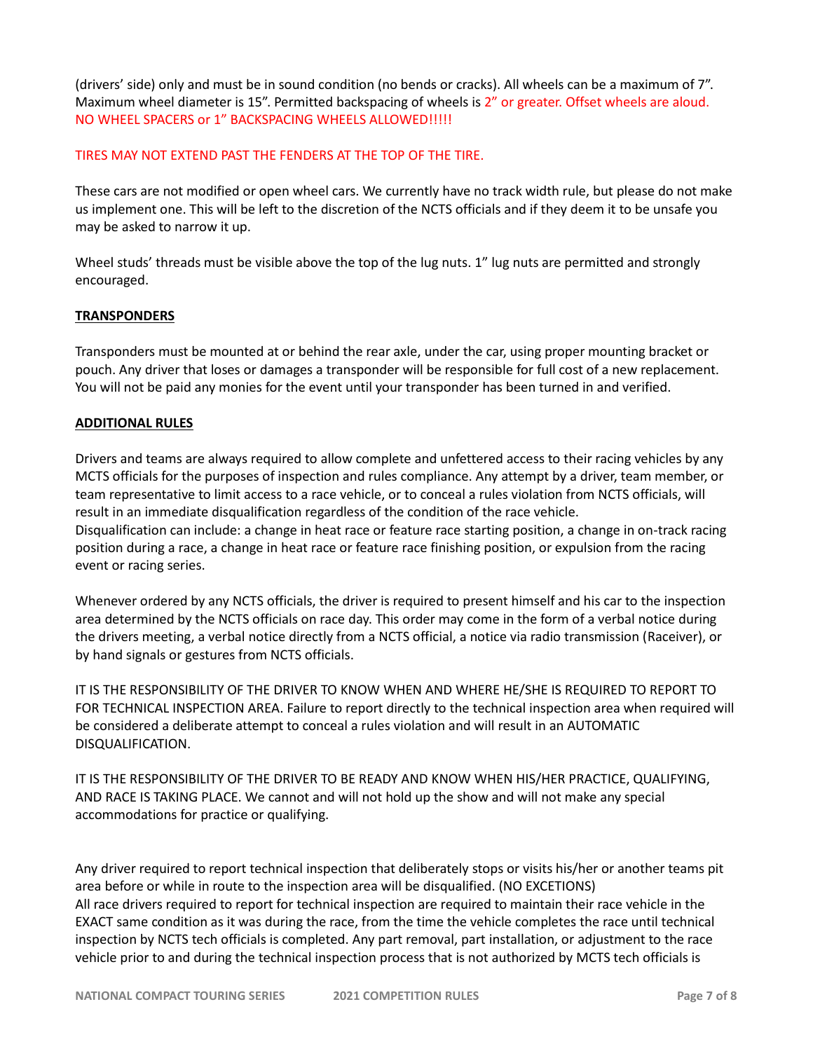(drivers' side) only and must be in sound condition (no bends or cracks). All wheels can be a maximum of 7". Maximum wheel diameter is 15". Permitted backspacing of wheels is 2" or greater. Offset wheels are aloud. NO WHEEL SPACERS or 1" BACKSPACING WHEELS ALLOWED!!!!!

TIRES MAY NOT EXTEND PAST THE FENDERS AT THE TOP OF THE TIRE.

These cars are not modified or open wheel cars. We currently have no track width rule, but please do not make us implement one. This will be left to the discretion of the NCTS officials and if they deem it to be unsafe you may be asked to narrow it up.

Wheel studs' threads must be visible above the top of the lug nuts. 1" lug nuts are permitted and strongly encouraged.

**TRANSPONDERS**

Transponders must be mounted at or behind the rear axle, under the car, using proper mounting bracket or pouch. Any driver that loses or damages a transponder will be responsible for full cost of a new replacement. You will not be paid any monies for the event until your transponder has been turned in and verified.

**ADDITIONAL RULES**

Drivers and teams are always required to allow complete and unfettered access to their racing vehicles by any MCTS officials for the purposes of inspection and rules compliance. Any attempt by a driver, team member, or team representative to limit access to a race vehicle, or to conceal a rules violation from NCTS officials, will result in an immediate disqualification regardless of the condition of the race vehicle.
Disqualification can include: a change in heat race or feature race starting position, a change in on-track racing position during a race, a change in heat race or feature race finishing position, or expulsion from the racing event or racing series.

Whenever ordered by any NCTS officials, the driver is required to present himself and his car to the inspection area determined by the NCTS officials on race day. This order may come in the form of a verbal notice during the drivers meeting, a verbal notice directly from a NCTS official, a notice via radio transmission (Raceiver), or by hand signals or gestures from NCTS officials.

IT IS THE RESPONSIBILITY OF THE DRIVER TO KNOW WHEN AND WHERE HE/SHE IS REQUIRED TO REPORT TO FOR TECHNICAL INSPECTION AREA. Failure to report directly to the technical inspection area when required will be considered a deliberate attempt to conceal a rules violation and will result in an AUTOMATIC DISQUALIFICATION.

IT IS THE RESPONSIBILITY OF THE DRIVER TO BE READY AND KNOW WHEN HIS/HER PRACTICE, QUALIFYING, AND RACE IS TAKING PLACE. We cannot and will not hold up the show and will not make any special accommodations for practice or qualifying.

Any driver required to report technical inspection that deliberately stops or visits his/her or another teams pit area before or while in route to the inspection area will be disqualified. (NO EXCETIONS)
All race drivers required to report for technical inspection are required to maintain their race vehicle in the EXACT same condition as it was during the race, from the time the vehicle completes the race until technical inspection by NCTS tech officials is completed. Any part removal, part installation, or adjustment to the race vehicle prior to and during the technical inspection process that is not authorized by MCTS tech officials is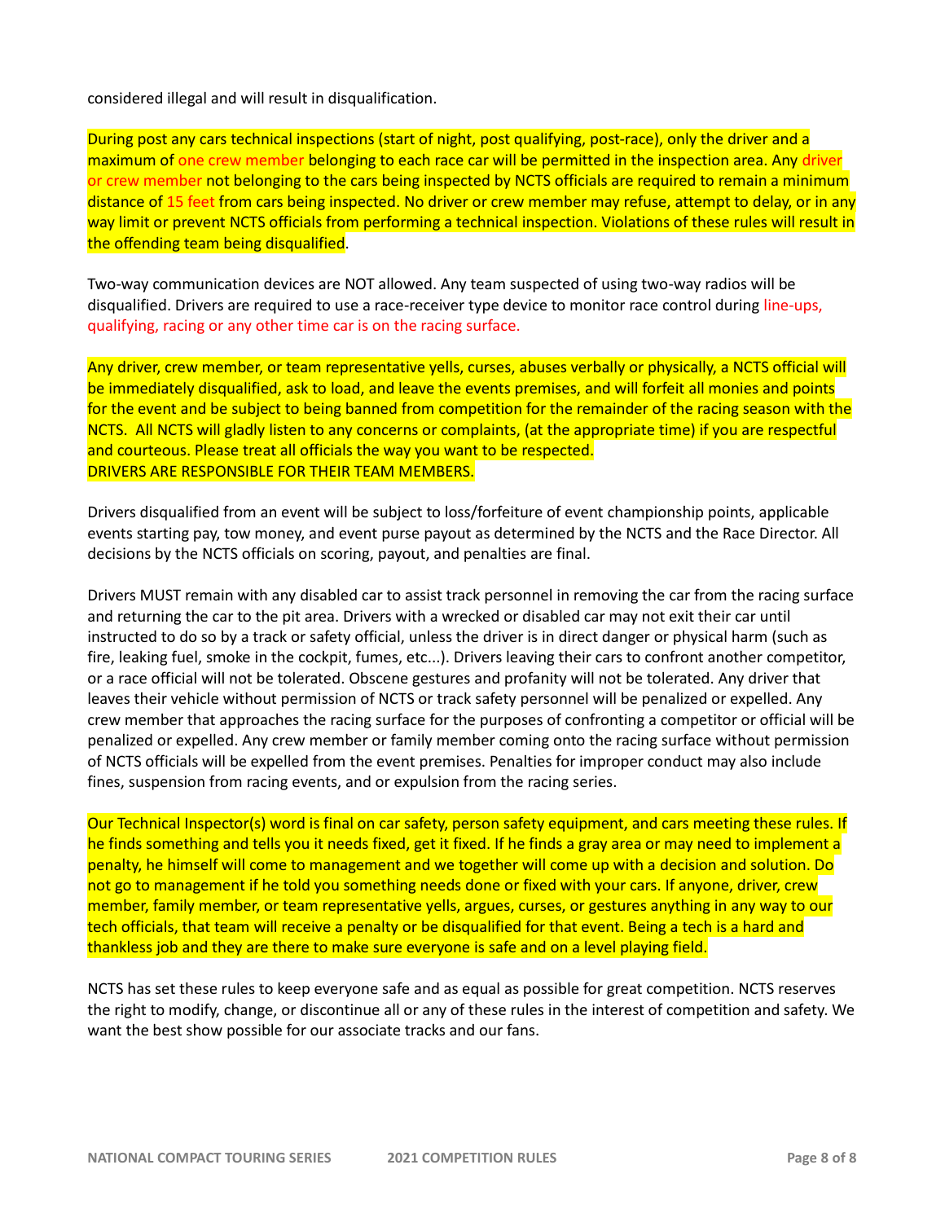considered illegal and will result in disqualification.

During post any cars technical inspections (start of night, post qualifying, post-race), only the driver and a maximum of one crew member belonging to each race car will be permitted in the inspection area. Any driver or crew member not belonging to the cars being inspected by NCTS officials are required to remain a minimum distance of 15 feet from cars being inspected. No driver or crew member may refuse, attempt to delay, or in any way limit or prevent NCTS officials from performing a technical inspection. Violations of these rules will result in the offending team being disqualified.

Two-way communication devices are NOT allowed. Any team suspected of using two-way radios will be disqualified. Drivers are required to use a race-receiver type device to monitor race control during line-ups, qualifying, racing or any other time car is on the racing surface.

Any driver, crew member, or team representative yells, curses, abuses verbally or physically, a NCTS official will be immediately disqualified, ask to load, and leave the events premises, and will forfeit all monies and points for the event and be subject to being banned from competition for the remainder of the racing season with the NCTS. All NCTS will gladly listen to any concerns or complaints, (at the appropriate time) if you are respectful and courteous. Please treat all officials the way you want to be respected.
DRIVERS ARE RESPONSIBLE FOR THEIR TEAM MEMBERS.

Drivers disqualified from an event will be subject to loss/forfeiture of event championship points, applicable events starting pay, tow money, and event purse payout as determined by the NCTS and the Race Director. All decisions by the NCTS officials on scoring, payout, and penalties are final.

Drivers MUST remain with any disabled car to assist track personnel in removing the car from the racing surface and returning the car to the pit area. Drivers with a wrecked or disabled car may not exit their car until instructed to do so by a track or safety official, unless the driver is in direct danger or physical harm (such as fire, leaking fuel, smoke in the cockpit, fumes, etc...). Drivers leaving their cars to confront another competitor, or a race official will not be tolerated. Obscene gestures and profanity will not be tolerated. Any driver that leaves their vehicle without permission of NCTS or track safety personnel will be penalized or expelled. Any crew member that approaches the racing surface for the purposes of confronting a competitor or official will be penalized or expelled. Any crew member or family member coming onto the racing surface without permission of NCTS officials will be expelled from the event premises. Penalties for improper conduct may also include fines, suspension from racing events, and or expulsion from the racing series.

Our Technical Inspector(s) word is final on car safety, person safety equipment, and cars meeting these rules. If he finds something and tells you it needs fixed, get it fixed. If he finds a gray area or may need to implement a penalty, he himself will come to management and we together will come up with a decision and solution. Do not go to management if he told you something needs done or fixed with your cars. If anyone, driver, crew member, family member, or team representative yells, argues, curses, or gestures anything in any way to our tech officials, that team will receive a penalty or be disqualified for that event. Being a tech is a hard and thankless job and they are there to make sure everyone is safe and on a level playing field.

NCTS has set these rules to keep everyone safe and as equal as possible for great competition. NCTS reserves the right to modify, change, or discontinue all or any of these rules in the interest of competition and safety. We want the best show possible for our associate tracks and our fans.